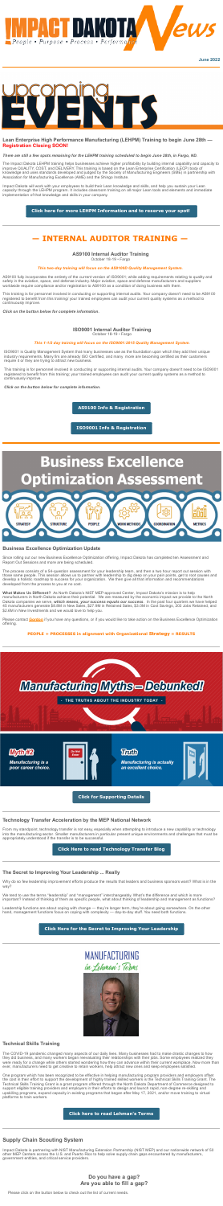# IMPACT DAKOTA News

People • Purpose • Process • Performance

June 2022

# upcoming EVENTS

### Lean Enterprise High Performance Manufacturing (LEHPM) Training to begin June 28th — Registration Closing SOON!

*There are still a few spots remaining for the LEHPM training scheduled to begin June 28th, in Fargo, ND.*

The Impact Dakota LEHPM training helps businesses achieve higher profitability by building internal capability and capacity to improve QUALITY, COST, and DELIVERY. This training is based on the Lean Enterprise Certification (LEC) body of knowledge and uses standards developed and judged by the Society of Manufacturing Engineers (SME) in partnership with Association for Manufacturing Excellence (AME) and the Shingo Institute.

Impact Dakota will work with your employees to build their Lean knowledge and skills, and help you sustain your Lean capacity through the LEHPM program. It includes classroom training on all major Lean tools and elements and immediate implementation of that knowledge and skills in your company.

**Click here for more LEHPM Information and to reserve your spot!**

## — INTERNAL AUDITOR TRAINING —

### AS9100 Internal Auditor Training

October 18-19 • Fargo

*This two-day training will focus on the AS9100D Quality Management System.*

AS9100 fully incorporates the entirety of the current version of ISO9001, while adding requirements relating to quality and safety in the aviation, space, and defense industry. Major aviation, space and defense manufacturers and suppliers worldwide require compliance and/or registration to AS9100 as a condition of doing business with them.

This training is for personnel involved in conducting or supporting internal audits. Your company doesn't need to be AS9100 registered to benefit from this training: your trained employees can audit your current quality systems as a method to continuously improve.

*Click on the button below for complete information.*

### ISO9001 Internal Auditor Training

October 18-19 • Fargo

*This 1-1/2 day training will focus on the ISO9001:2015 Quality Management System.*

ISO9001 is Quality Management System that many businesses use as the foundation upon which they add their unique industry requirements. Many firms are already ISO Certified, and many more are becoming certified as their customers require it or they are trying to attract new business.

This training is for personnel involved in conducting or supporting internal audits. Your company doesn't need to be ISO9001 registered to benefit from this training: your trained employees can audit your current quality systems as a method to continuously improve.

*Click on the button below for complete information.*

**AS9100 Info & Registration**

**ISO9001 Info & Registration**

# Business Excellence Optimization Assessment

STRATEGY · STRUCTURE · PEOPLE · WORK METHODS · COORDINATION · METRICS

### Business Excellence Optimization Update

Since rolling out our new Business Excellence Optimization offering, Impact Dakota has completed ten Assessment and Report Out Sessions and more are being scheduled.

The process consists of a 54-question assessment for your leadership team, and then a two hour report out session with those same people. This session allows us to partner with leadership to dig deep on your pain points, get to root causes and develop a holistic roadmap to success for your organization. We then give all the information and recommendations developed from the process to you at no cost.

**What Makes Us Different?** As North Dakota's NIST MEP-approved Center, Impact Dakota's mission is to help manufacturers in North Dakota achieve their potential. We are measured by the economic impact we provide to the North Dakota companies we serve, **which means, your success equals our success.** In the past four quarters we have helped 45 manufacturers generate $8.6M in New Sales, $27.9M in Retained Sales, $3.0M in Cost Savings, 203 Jobs Retained, and $2.6M in New Investments and we would love to help you.

Please contact Gordon if you have any questions, or if you would like to take action on the Business Excellence Optimization offering.

**PEOPLE + PROCESSES in alignment with Organizational Strategy = RESULTS**

# Manufacturing Myths – Debunked!

THE TRUTHS ABOUT THE INDUSTRY TODAY

**Myth #2**

*Manufacturing is a poor career choice.*

**Truth**

*Manufacturing is actually an excellent choice.*

**Click for Supporting Details**

### Technology Transfer Acceleration by the MEP National Network

From my standpoint, technology transfer is not easy, especially when attempting to introduce a new capability or technology into the manufacturing sector. Smaller manufacturers in particular present unique environments and challenges that must be appropriately understood if the transfer is to be successful.

**Click Here to read Technology Transfer Blog**

### The Secret to Improving Your Leadership ... Really

Why do so few leadership improvement efforts produce the results that leaders and business sponsors want? What is in the way?

We tend to use the terms "leadership" and "management" interchangeably. What's the difference and which is more important? Instead of thinking of them as specific people, what about thinking of leadership and management as functions?

Leadership functions are about coping with change — they're longer term, they're about going somewhere. On the other hand, management functions focus on coping with complexity — day-to-day stuff. You need both functions.

**Click Here for the Secret to Improving Your Leadership**

# MANUFACTURING in Lehman's Terms

### Technical Skills Training

The COVID-19 pandemic changed many aspects of our daily lives. Many businesses had to make drastic changes to how they did business, and many workers began reevaluating their relationship with their jobs. Some employees realized they were ready for a change while others started wondering how they can advance within their current workplace. Now more than ever, manufacturers need to get creative to retain workers, help attract new ones and keep employees satisfied.

One program which has been recognized to be effective in helping manufacturing program providers and employers offset the cost in their effort to support the development of highly trained skilled workers is the Technical Skills Training Grant. The Technical Skills Training Grant is a grant program offered through the North Dakota Department of Commerce designed to support eligible training providers and employers in their efforts to design and launch rapid, non-degree re-skilling and upskilling programs; expand capacity in existing programs that began after May 17, 2021; and/or move training to virtual platforms to train workers.

**Click here to read Lehman's Terms**

### Supply Chain Scouting System

Impact Dakota is partnering with NIST Manufacturing Extension Partnership (NIST MEP) and our nationwide network of 50 other MEP Centers across the U.S. and Puerto Rico to help solve supply chain gaps encountered by manufacturers, government entities, and critical service providers.

**Do you have a gap? Are you able to fill a gap?**

Please click on the button below to check out the list of current needs.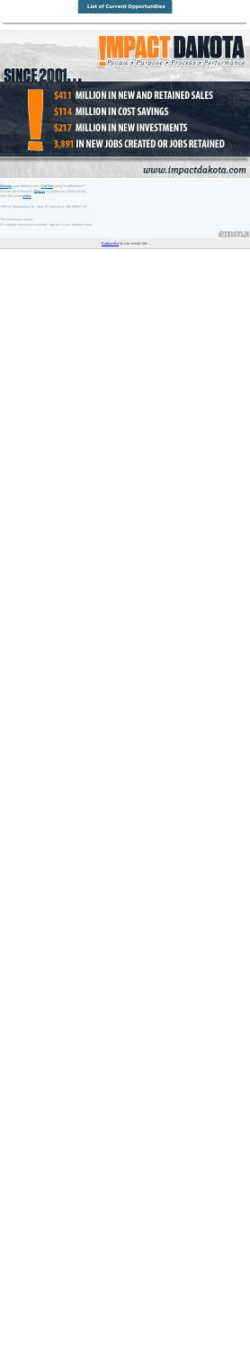List of Current Opportunities

IMPACT DAKOTA

People • Purpose • Process • Performance

SINCE 2001...

$411 MILLION IN NEW AND RETAINED SALES

$114 MILLION IN COST SAVINGS

$217 MILLION IN NEW INVESTMENTS

3,891 IN NEW JOBS CREATED OR JOBS RETAINED

www.impactdakota.com

Manage your preferences | Opt Out using TrueRemove™
Got this as a forward? Sign up to receive our future emails.
View this email online.

1600 E. Interstate Dr., Suite M | Bismarck, ND 58501 US

This email was sent to .
To continue receiving our emails, add us to your address book.

emma

Subscribe to our email list.